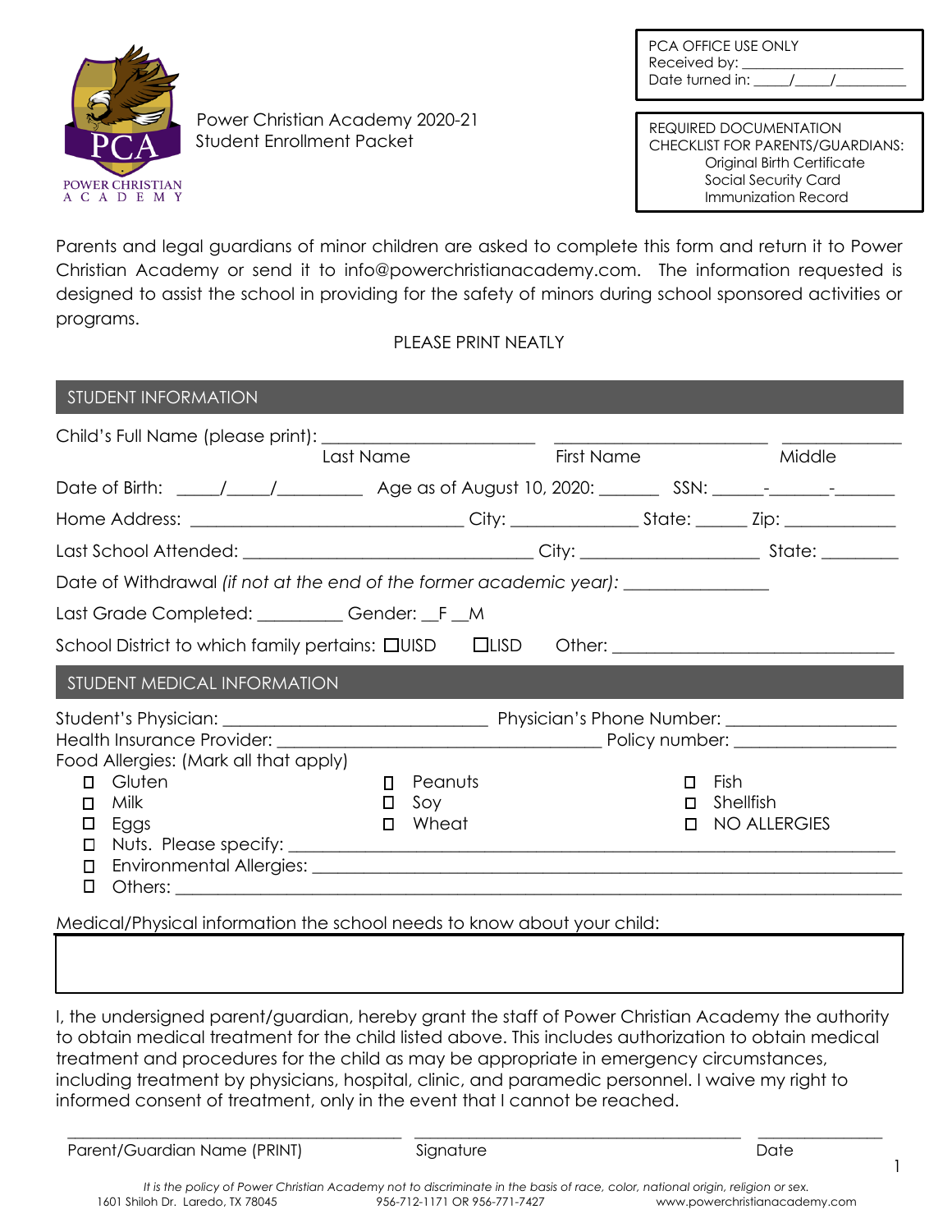POWER CHRISTIAN ACADEMY

Power Christian Academy 2020-21
Student Enrollment Packet

PCA OFFICE USE ONLY
Received by: ______________________
Date turned in: _____/_____/_________

REQUIRED DOCUMENTATION CHECKLIST FOR PARENTS/GUARDIANS:
- Original Birth Certificate
- Social Security Card
- Immunization Record

Parents and legal guardians of minor children are asked to complete this form and return it to Power Christian Academy or send it to info@powerchristianacademy.com. The information requested is designed to assist the school in providing for the safety of minors during school sponsored activities or programs.

PLEASE PRINT NEATLY

## STUDENT INFORMATION

Child's Full Name (please print): ________________________ ________________________ _____________
Last Name First Name Middle

Date of Birth: _____/_____/_________ Age as of August 10, 2020: _______ SSN: ______-_______-_______

Home Address: ______________________________ City: ______________ State: ______ Zip: ____________

Last School Attended: ________________________________ City: ____________________ State: ________

Date of Withdrawal *(if not at the end of the former academic year)*: ________________

Last Grade Completed: _________ Gender: __F __M

School District to which family pertains: ☐UISD ☐LISD Other: _______________________________

## STUDENT MEDICAL INFORMATION

Student's Physician: _____________________________ Physician's Phone Number: ___________________

Health Insurance Provider: ____________________________________ Policy number: __________________

Food Allergies: (Mark all that apply)

- ☐ Gluten
- ☐ Milk
- ☐ Eggs
- ☐ Peanuts
- ☐ Soy
- ☐ Wheat
- ☐ Fish
- ☐ Shellfish
- ☐ NO ALLERGIES
- ☐ Nuts. Please specify: ___________________________________________________________
- ☐ Environmental Allergies: _________________________________________________________
- ☐ Others: ______________________________________________________________________

Medical/Physical information the school needs to know about your child:

|  |
|---|
|  |

I, the undersigned parent/guardian, hereby grant the staff of Power Christian Academy the authority to obtain medical treatment for the child listed above. This includes authorization to obtain medical treatment and procedures for the child as may be appropriate in emergency circumstances, including treatment by physicians, hospital, clinic, and paramedic personnel. I waive my right to informed consent of treatment, only in the event that I cannot be reached.

_____________________________________ _____________________________________ ______________
Parent/Guardian Name (PRINT) Signature Date

*It is the policy of Power Christian Academy not to discriminate in the basis of race, color, national origin, religion or sex.*

1601 Shiloh Dr. Laredo, TX 78045 956-712-1171 OR 956-771-7427 www.powerchristianacademy.com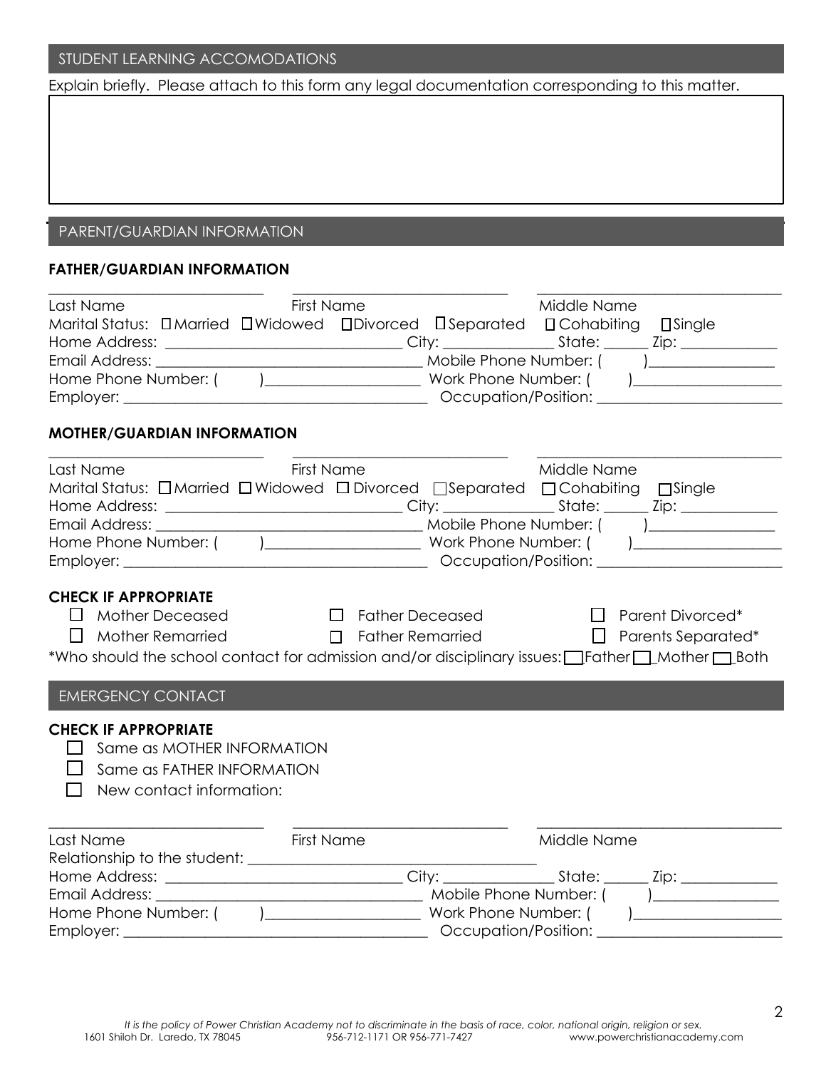## STUDENT LEARNING ACCOMODATIONS

Explain briefly. Please attach to this form any legal documentation corresponding to this matter.

## PARENT/GUARDIAN INFORMATION

### FATHER/GUARDIAN INFORMATION

______________________________ ______________________________ ______________________________

Last Name First Name Middle Name

Marital Status: ☐ Married ☐ Widowed ☐ Divorced ☐ Separated ☐ Cohabiting ☐ Single

Home Address: ______________________________ City: ______________ State: ______ Zip: ____________

Email Address: __________________________________ Mobile Phone Number: ( )________________

Home Phone Number: ( )____________________ Work Phone Number: ( )__________________

Employer: ______________________________________ Occupation/Position: _______________________

### MOTHER/GUARDIAN INFORMATION

______________________________ ______________________________ ______________________________

Last Name First Name Middle Name

Marital Status: ☐ Married ☐ Widowed ☐ Divorced ☐ Separated ☐ Cohabiting ☐ Single

Home Address: ______________________________ City: ______________ State: ______ Zip: ____________

Email Address: __________________________________ Mobile Phone Number: ( )________________

Home Phone Number: ( )____________________ Work Phone Number: ( )__________________

Employer: ______________________________________ Occupation/Position: _______________________

### CHECK IF APPROPRIATE

☐ Mother Deceased ☐ Father Deceased ☐ Parent Divorced*

☐ Mother Remarried ☐ Father Remarried ☐ Parents Separated*

*Who should the school contact for admission and/or disciplinary issues: ☐ Father ☐ Mother ☐ Both

## EMERGENCY CONTACT

### CHECK IF APPROPRIATE

☐ Same as MOTHER INFORMATION

☐ Same as FATHER INFORMATION

☐ New contact information:

______________________________ ______________________________ ______________________________

Last Name First Name Middle Name

Relationship to the student: ____________________________________

Home Address: ______________________________ City: ______________ State: ______ Zip: ____________

Email Address: __________________________________ Mobile Phone Number: ( )________________

Home Phone Number: ( )____________________ Work Phone Number: ( )__________________

Employer: ______________________________________ Occupation/Position: _______________________

*It is the policy of Power Christian Academy not to discriminate in the basis of race, color, national origin, religion or sex.*

1601 Shiloh Dr. Laredo, TX 78045 956-712-1171 OR 956-771-7427 www.powerchristianacademy.com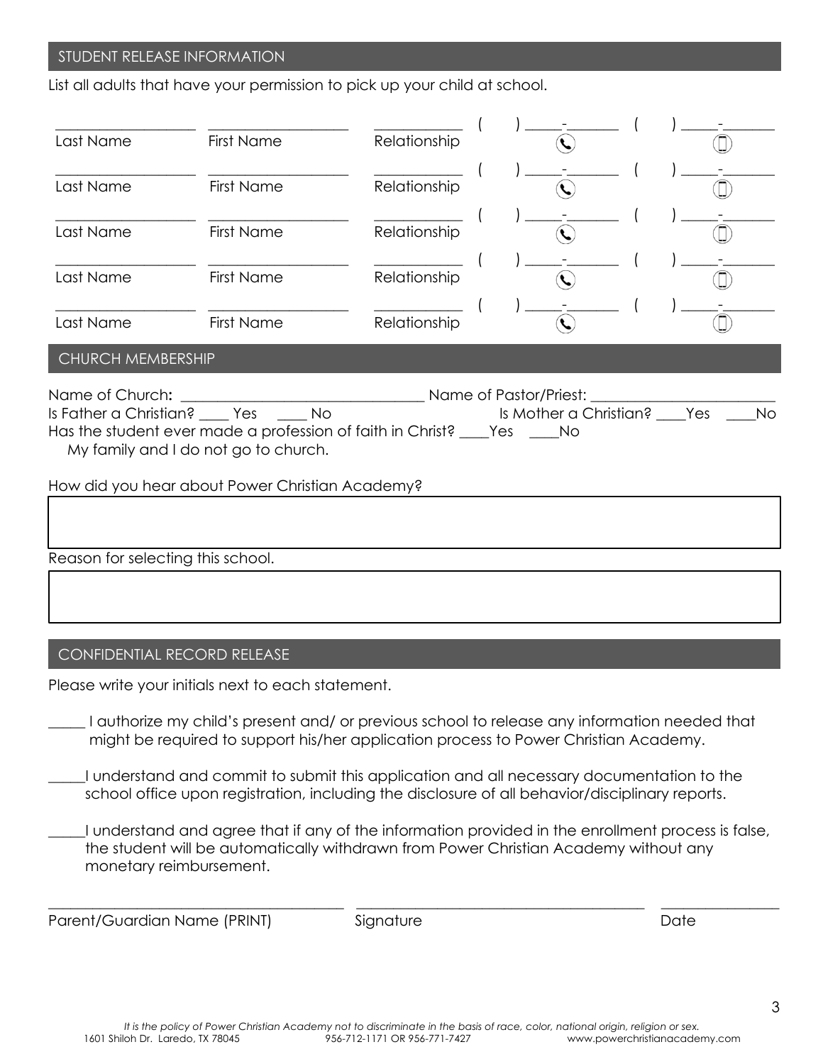## STUDENT RELEASE INFORMATION

List all adults that have your permission to pick up your child at school.

| Last Name | First Name | Relationship | Phone | Cell |
|---|---|---|---|---|
| | | | (   ) ____-______ | (   ) ____-______ |
| | | | (   ) ____-______ | (   ) ____-______ |
| | | | (   ) ____-______ | (   ) ____-______ |
| | | | (   ) ____-______ | (   ) ____-______ |
| | | | (   ) ____-______ | (   ) ____-______ |

## CHURCH MEMBERSHIP

Name of Church: ______________________________ Name of Pastor/Priest: ______________________

Is Father a Christian? ____ Yes ____ No          Is Mother a Christian? ____Yes ____No

Has the student ever made a profession of faith in Christ? ____Yes ____No

My family and I do not go to church.

How did you hear about Power Christian Academy?

Reason for selecting this school.

## CONFIDENTIAL RECORD RELEASE

Please write your initials next to each statement.

_____ I authorize my child's present and/ or previous school to release any information needed that might be required to support his/her application process to Power Christian Academy.

_____I understand and commit to submit this application and all necessary documentation to the school office upon registration, including the disclosure of all behavior/disciplinary reports.

_____I understand and agree that if any of the information provided in the enrollment process is false, the student will be automatically withdrawn from Power Christian Academy without any monetary reimbursement.

______________________________ ______________________________ ______________

Parent/Guardian Name (PRINT)          Signature          Date

*It is the policy of Power Christian Academy not to discriminate in the basis of race, color, national origin, religion or sex.*

1601 Shiloh Dr. Laredo, TX 78045          956-712-1171 OR 956-771-7427          www.powerchristianacademy.com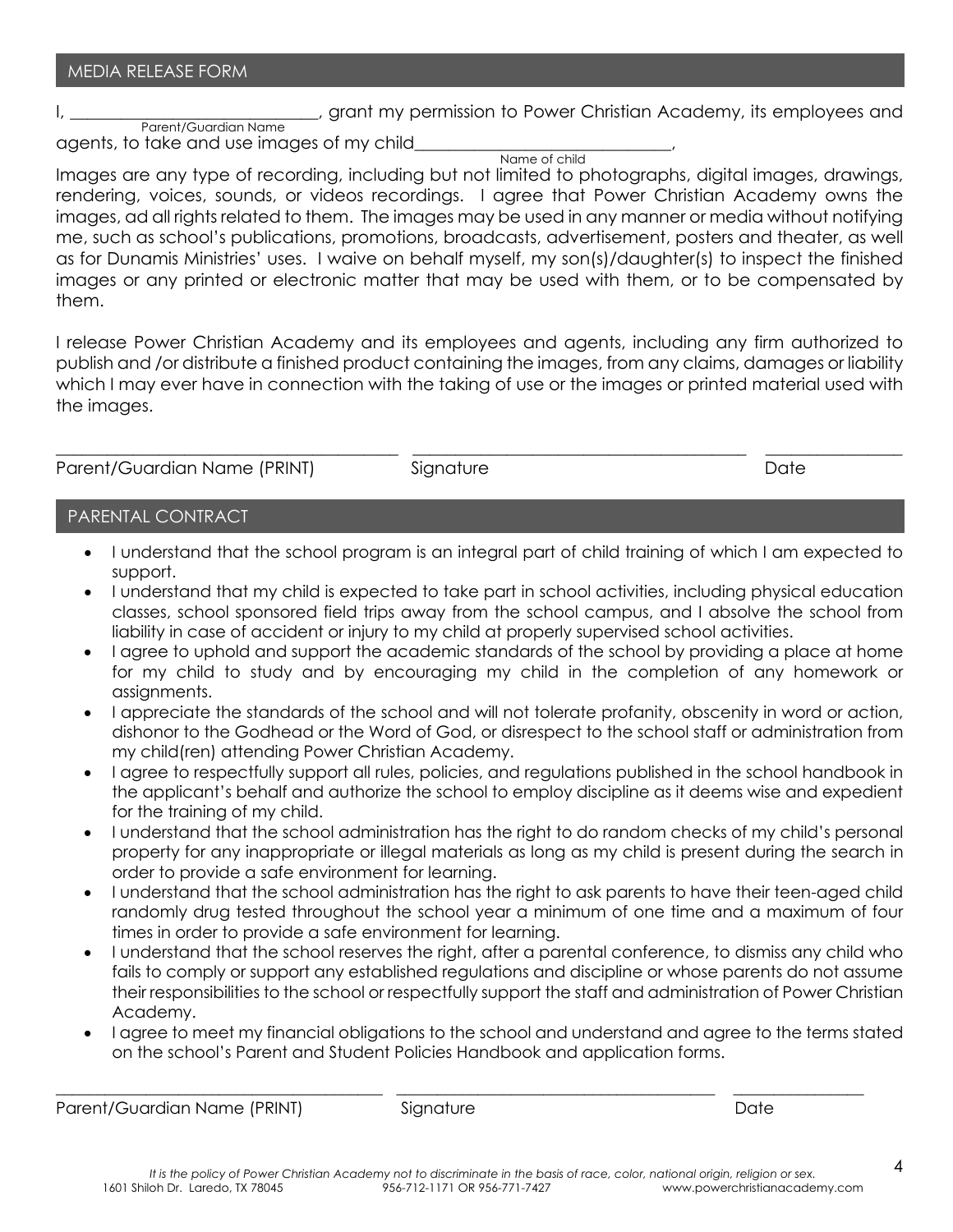## MEDIA RELEASE FORM

I, ______________________________, grant my permission to Power Christian Academy, its employees and
Parent/Guardian Name
agents, to take and use images of my child______________________________,
Name of child

Images are any type of recording, including but not limited to photographs, digital images, drawings, rendering, voices, sounds, or videos recordings. I agree that Power Christian Academy owns the images, ad all rights related to them. The images may be used in any manner or media without notifying me, such as school's publications, promotions, broadcasts, advertisement, posters and theater, as well as for Dunamis Ministries' uses. I waive on behalf myself, my son(s)/daughter(s) to inspect the finished images or any printed or electronic matter that may be used with them, or to be compensated by them.

I release Power Christian Academy and its employees and agents, including any firm authorized to publish and /or distribute a finished product containing the images, from any claims, damages or liability which I may ever have in connection with the taking of use or the images or printed material used with the images.

______________________________ ______________________________ ______________
Parent/Guardian Name (PRINT) Signature Date

## PARENTAL CONTRACT

- I understand that the school program is an integral part of child training of which I am expected to support.
- I understand that my child is expected to take part in school activities, including physical education classes, school sponsored field trips away from the school campus, and I absolve the school from liability in case of accident or injury to my child at properly supervised school activities.
- I agree to uphold and support the academic standards of the school by providing a place at home for my child to study and by encouraging my child in the completion of any homework or assignments.
- I appreciate the standards of the school and will not tolerate profanity, obscenity in word or action, dishonor to the Godhead or the Word of God, or disrespect to the school staff or administration from my child(ren) attending Power Christian Academy.
- I agree to respectfully support all rules, policies, and regulations published in the school handbook in the applicant's behalf and authorize the school to employ discipline as it deems wise and expedient for the training of my child.
- I understand that the school administration has the right to do random checks of my child's personal property for any inappropriate or illegal materials as long as my child is present during the search in order to provide a safe environment for learning.
- I understand that the school administration has the right to ask parents to have their teen-aged child randomly drug tested throughout the school year a minimum of one time and a maximum of four times in order to provide a safe environment for learning.
- I understand that the school reserves the right, after a parental conference, to dismiss any child who fails to comply or support any established regulations and discipline or whose parents do not assume their responsibilities to the school or respectfully support the staff and administration of Power Christian Academy.
- I agree to meet my financial obligations to the school and understand and agree to the terms stated on the school's Parent and Student Policies Handbook and application forms.

______________________________ ______________________________ ______________
Parent/Guardian Name (PRINT) Signature Date

*It is the policy of Power Christian Academy not to discriminate in the basis of race, color, national origin, religion or sex.*
1601 Shiloh Dr. Laredo, TX 78045 956-712-1171 OR 956-771-7427 www.powerchristianacademy.com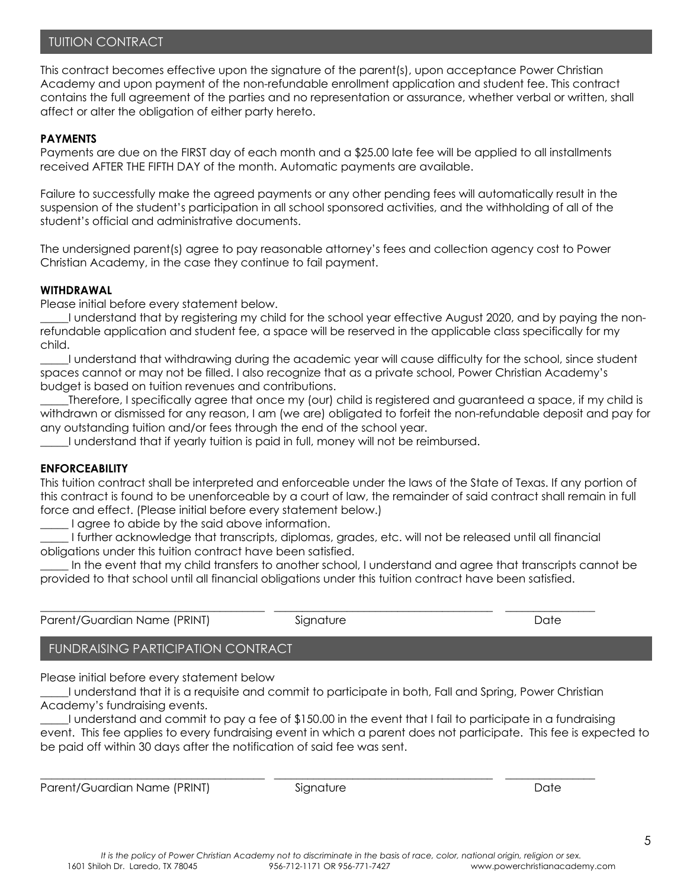## TUITION CONTRACT

This contract becomes effective upon the signature of the parent(s), upon acceptance Power Christian Academy and upon payment of the non-refundable enrollment application and student fee. This contract contains the full agreement of the parties and no representation or assurance, whether verbal or written, shall affect or alter the obligation of either party hereto.

**PAYMENTS**

Payments are due on the FIRST day of each month and a $25.00 late fee will be applied to all installments received AFTER THE FIFTH DAY of the month. Automatic payments are available.

Failure to successfully make the agreed payments or any other pending fees will automatically result in the suspension of the student's participation in all school sponsored activities, and the withholding of all of the student's official and administrative documents.

The undersigned parent(s) agree to pay reasonable attorney's fees and collection agency cost to Power Christian Academy, in the case they continue to fail payment.

**WITHDRAWAL**

Please initial before every statement below.

_____I understand that by registering my child for the school year effective August 2020, and by paying the non-refundable application and student fee, a space will be reserved in the applicable class specifically for my child.

_____I understand that withdrawing during the academic year will cause difficulty for the school, since student spaces cannot or may not be filled. I also recognize that as a private school, Power Christian Academy's budget is based on tuition revenues and contributions.

_____Therefore, I specifically agree that once my (our) child is registered and guaranteed a space, if my child is withdrawn or dismissed for any reason, I am (we are) obligated to forfeit the non-refundable deposit and pay for any outstanding tuition and/or fees through the end of the school year.

_____I understand that if yearly tuition is paid in full, money will not be reimbursed.

**ENFORCEABILITY**

This tuition contract shall be interpreted and enforceable under the laws of the State of Texas. If any portion of this contract is found to be unenforceable by a court of law, the remainder of said contract shall remain in full force and effect. (Please initial before every statement below.)

_____ I agree to abide by the said above information.

_____ I further acknowledge that transcripts, diplomas, grades, etc. will not be released until all financial obligations under this tuition contract have been satisfied.

_____ In the event that my child transfers to another school, I understand and agree that transcripts cannot be provided to that school until all financial obligations under this tuition contract have been satisfied.

_______________________________________ _______________________________________ ________________

Parent/Guardian Name (PRINT) Signature Date

## FUNDRAISING PARTICIPATION CONTRACT

Please initial before every statement below

_____I understand that it is a requisite and commit to participate in both, Fall and Spring, Power Christian Academy's fundraising events.

_____I understand and commit to pay a fee of $150.00 in the event that I fail to participate in a fundraising event. This fee applies to every fundraising event in which a parent does not participate. This fee is expected to be paid off within 30 days after the notification of said fee was sent.

_______________________________________ _______________________________________ ________________

Parent/Guardian Name (PRINT) Signature Date

*It is the policy of Power Christian Academy not to discriminate in the basis of race, color, national origin, religion or sex.*

1601 Shiloh Dr. Laredo, TX 78045 956-712-1171 OR 956-771-7427 www.powerchristianacademy.com